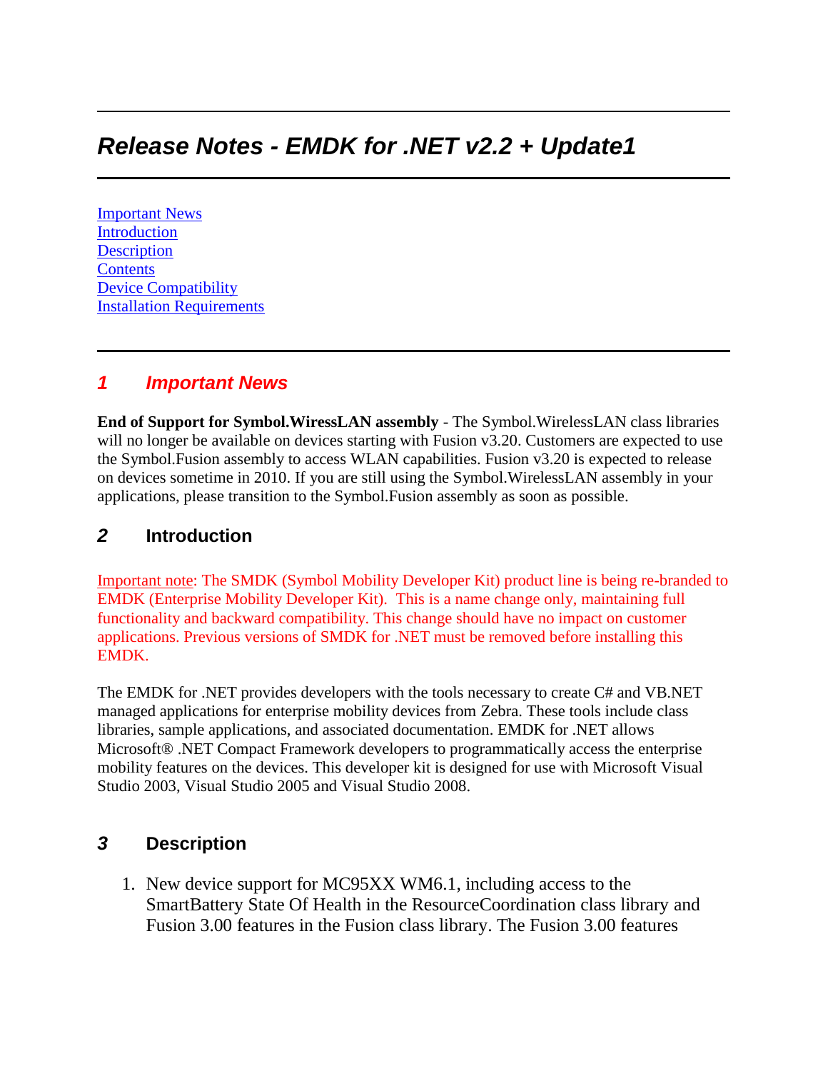# Release Notes - EMDK for .NET v2.2 + Update1

Important News
Introduction
Description
Contents
Device Compatibility
Installation Requirements

## 1 Important News

**End of Support for Symbol.WiressLAN assembly** - The Symbol.WirelessLAN class libraries will no longer be available on devices starting with Fusion v3.20. Customers are expected to use the Symbol.Fusion assembly to access WLAN capabilities. Fusion v3.20 is expected to release on devices sometime in 2010. If you are still using the Symbol.WirelessLAN assembly in your applications, please transition to the Symbol.Fusion assembly as soon as possible.

## 2 Introduction

Important note: The SMDK (Symbol Mobility Developer Kit) product line is being re-branded to EMDK (Enterprise Mobility Developer Kit). This is a name change only, maintaining full functionality and backward compatibility. This change should have no impact on customer applications. Previous versions of SMDK for .NET must be removed before installing this EMDK.

The EMDK for .NET provides developers with the tools necessary to create C# and VB.NET managed applications for enterprise mobility devices from Zebra. These tools include class libraries, sample applications, and associated documentation. EMDK for .NET allows Microsoft® .NET Compact Framework developers to programmatically access the enterprise mobility features on the devices. This developer kit is designed for use with Microsoft Visual Studio 2003, Visual Studio 2005 and Visual Studio 2008.

## 3 Description

1. New device support for MC95XX WM6.1, including access to the SmartBattery State Of Health in the ResourceCoordination class library and Fusion 3.00 features in the Fusion class library. The Fusion 3.00 features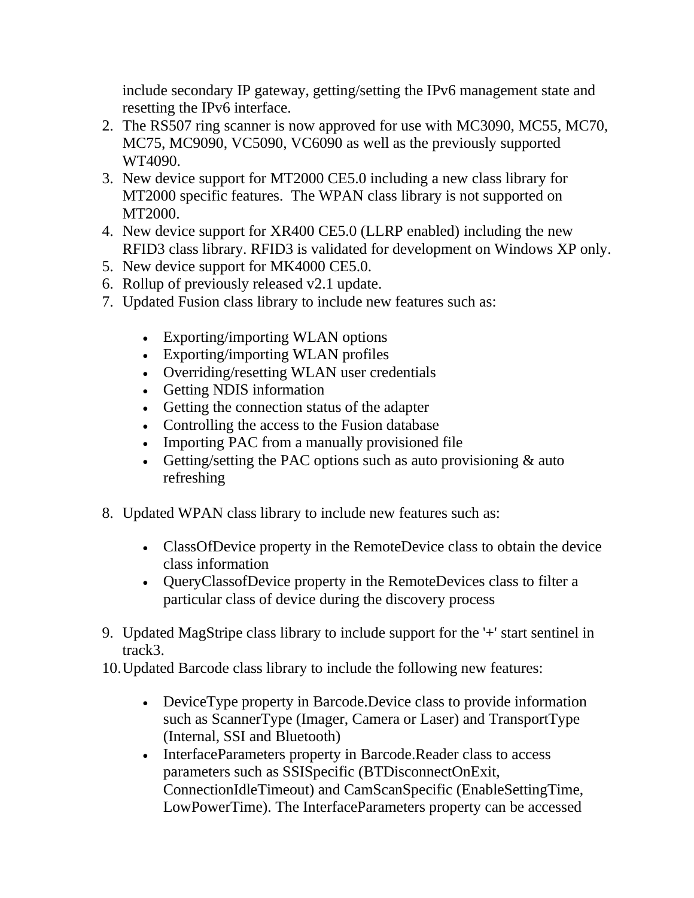include secondary IP gateway, getting/setting the IPv6 management state and resetting the IPv6 interface.

2. The RS507 ring scanner is now approved for use with MC3090, MC55, MC70, MC75, MC9090, VC5090, VC6090 as well as the previously supported WT4090.
3. New device support for MT2000 CE5.0 including a new class library for MT2000 specific features. The WPAN class library is not supported on MT2000.
4. New device support for XR400 CE5.0 (LLRP enabled) including the new RFID3 class library. RFID3 is validated for development on Windows XP only.
5. New device support for MK4000 CE5.0.
6. Rollup of previously released v2.1 update.
7. Updated Fusion class library to include new features such as:

    - Exporting/importing WLAN options
    - Exporting/importing WLAN profiles
    - Overriding/resetting WLAN user credentials
    - Getting NDIS information
    - Getting the connection status of the adapter
    - Controlling the access to the Fusion database
    - Importing PAC from a manually provisioned file
    - Getting/setting the PAC options such as auto provisioning & auto refreshing

8. Updated WPAN class library to include new features such as:

    - ClassOfDevice property in the RemoteDevice class to obtain the device class information
    - QueryClassofDevice property in the RemoteDevices class to filter a particular class of device during the discovery process

9. Updated MagStripe class library to include support for the '+' start sentinel in track3.
10. Updated Barcode class library to include the following new features:

    - DeviceType property in Barcode.Device class to provide information such as ScannerType (Imager, Camera or Laser) and TransportType (Internal, SSI and Bluetooth)
    - InterfaceParameters property in Barcode.Reader class to access parameters such as SSISpecific (BTDisconnectOnExit, ConnectionIdleTimeout) and CamScanSpecific (EnableSettingTime, LowPowerTime). The InterfaceParameters property can be accessed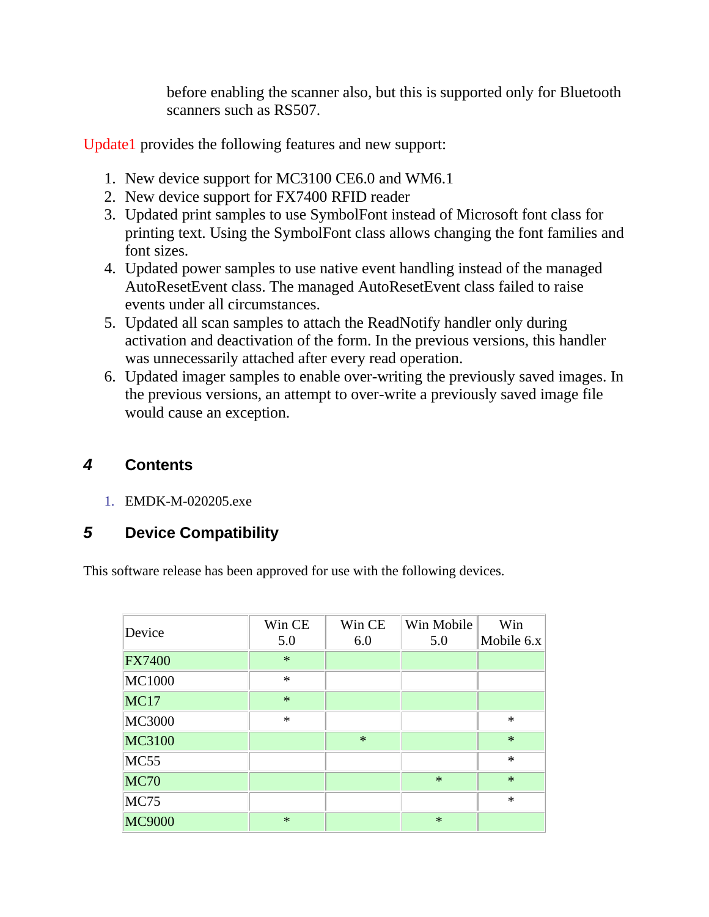before enabling the scanner also, but this is supported only for Bluetooth scanners such as RS507.

Update1 provides the following features and new support:

1. New device support for MC3100 CE6.0 and WM6.1
2. New device support for FX7400 RFID reader
3. Updated print samples to use SymbolFont instead of Microsoft font class for printing text. Using the SymbolFont class allows changing the font families and font sizes.
4. Updated power samples to use native event handling instead of the managed AutoResetEvent class. The managed AutoResetEvent class failed to raise events under all circumstances.
5. Updated all scan samples to attach the ReadNotify handler only during activation and deactivation of the form. In the previous versions, this handler was unnecessarily attached after every read operation.
6. Updated imager samples to enable over-writing the previously saved images. In the previous versions, an attempt to over-write a previously saved image file would cause an exception.

## 4 Contents

1. EMDK-M-020205.exe

## 5 Device Compatibility

This software release has been approved for use with the following devices.

| Device | Win CE 5.0 | Win CE 6.0 | Win Mobile 5.0 | Win Mobile 6.x |
|---|---|---|---|---|
| FX7400 | * | | | |
| MC1000 | * | | | |
| MC17 | * | | | |
| MC3000 | * | | | * |
| MC3100 | | * | | * |
| MC55 | | | | * |
| MC70 | | | * | * |
| MC75 | | | | * |
| MC9000 | * | | * | |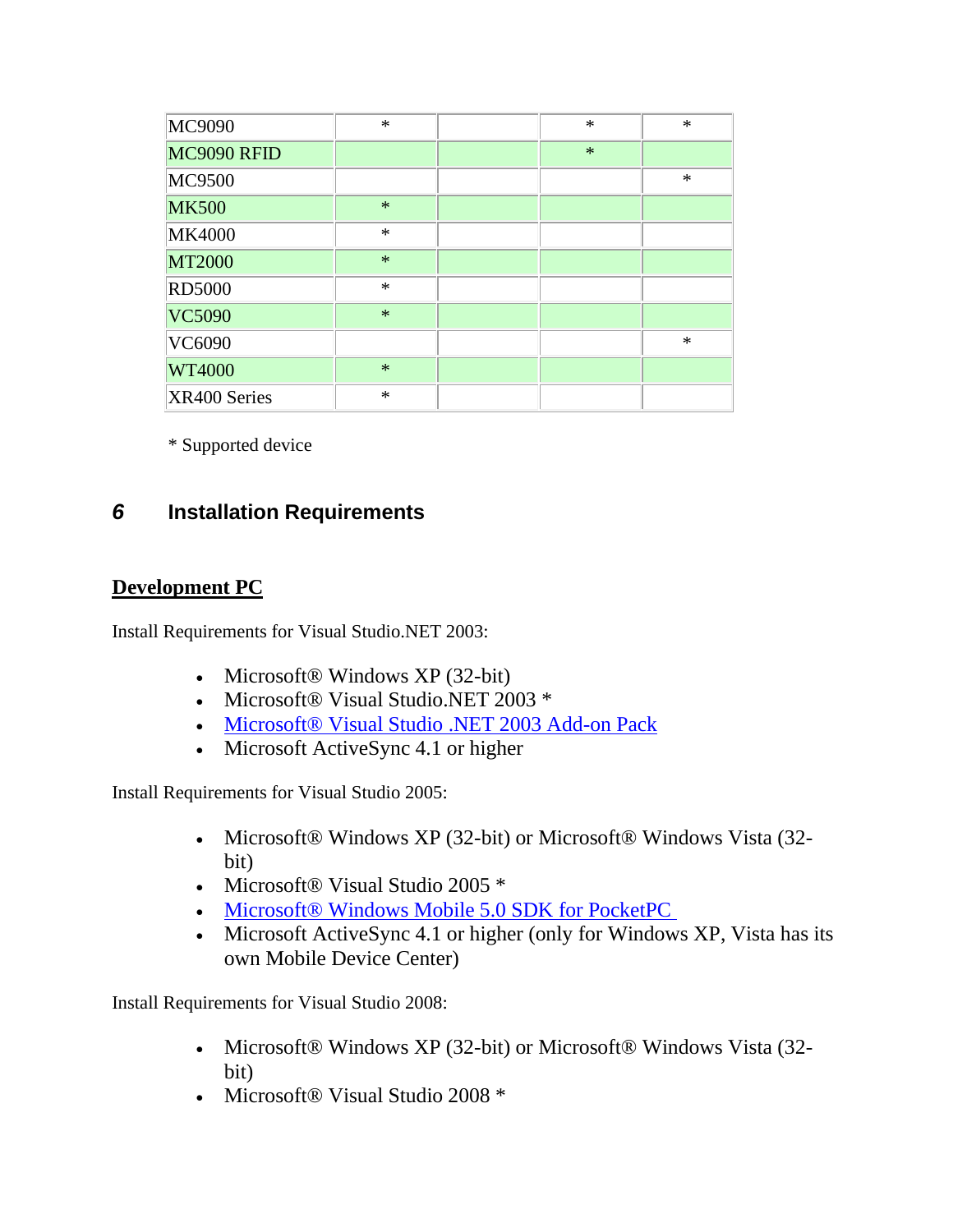| | | | | |
|---|---|---|---|---|
| MC9090 | * | | * | * |
| MC9090 RFID | | | * | |
| MC9500 | | | | * |
| MK500 | * | | | |
| MK4000 | * | | | |
| MT2000 | * | | | |
| RD5000 | * | | | |
| VC5090 | * | | | |
| VC6090 | | | | * |
| WT4000 | * | | | |
| XR400 Series | * | | | |

* Supported device

## 6 Installation Requirements

**Development PC**

Install Requirements for Visual Studio.NET 2003:

- Microsoft® Windows XP (32-bit)
- Microsoft® Visual Studio.NET 2003 *
- Microsoft® Visual Studio .NET 2003 Add-on Pack
- Microsoft ActiveSync 4.1 or higher

Install Requirements for Visual Studio 2005:

- Microsoft® Windows XP (32-bit) or Microsoft® Windows Vista (32-bit)
- Microsoft® Visual Studio 2005 *
- Microsoft® Windows Mobile 5.0 SDK for PocketPC
- Microsoft ActiveSync 4.1 or higher (only for Windows XP, Vista has its own Mobile Device Center)

Install Requirements for Visual Studio 2008:

- Microsoft® Windows XP (32-bit) or Microsoft® Windows Vista (32-bit)
- Microsoft® Visual Studio 2008 *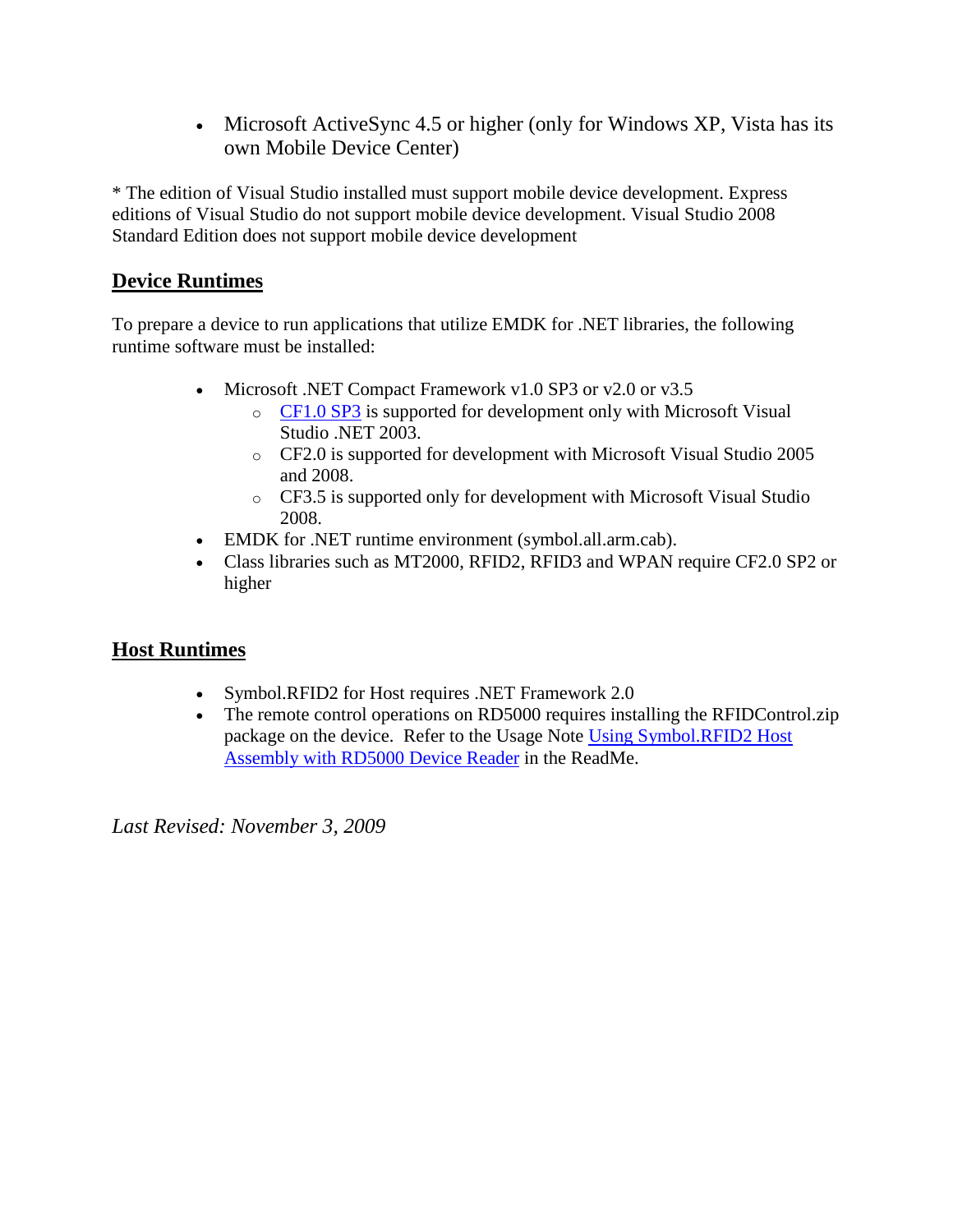- Microsoft ActiveSync 4.5 or higher (only for Windows XP, Vista has its own Mobile Device Center)

* The edition of Visual Studio installed must support mobile device development. Express editions of Visual Studio do not support mobile device development. Visual Studio 2008 Standard Edition does not support mobile device development

## Device Runtimes

To prepare a device to run applications that utilize EMDK for .NET libraries, the following runtime software must be installed:

- Microsoft .NET Compact Framework v1.0 SP3 or v2.0 or v3.5
  - CF1.0 SP3 is supported for development only with Microsoft Visual Studio .NET 2003.
  - CF2.0 is supported for development with Microsoft Visual Studio 2005 and 2008.
  - CF3.5 is supported only for development with Microsoft Visual Studio 2008.
- EMDK for .NET runtime environment (symbol.all.arm.cab).
- Class libraries such as MT2000, RFID2, RFID3 and WPAN require CF2.0 SP2 or higher

## Host Runtimes

- Symbol.RFID2 for Host requires .NET Framework 2.0
- The remote control operations on RD5000 requires installing the RFIDControl.zip package on the device. Refer to the Usage Note Using Symbol.RFID2 Host Assembly with RD5000 Device Reader in the ReadMe.

*Last Revised: November 3, 2009*